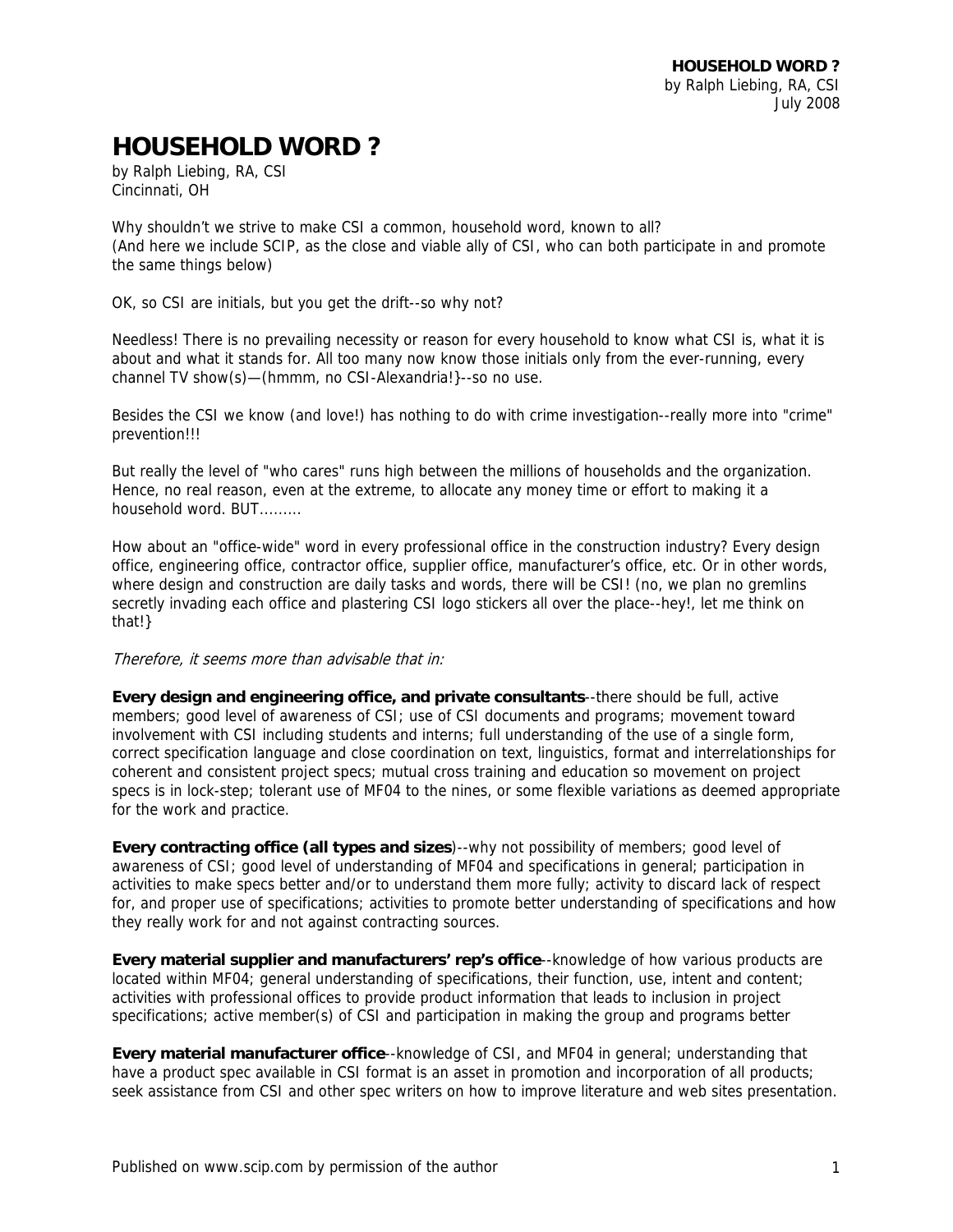# HOUSEHOLD WORD ?

by Ralph Liebing, RA, CSI
Cincinnati, OH

Why shouldn't we strive to make CSI a common, household word, known to all?
(And here we include SCIP, as the close and viable ally of CSI, who can both participate in and promote the same things below)

OK, so CSI are initials, but you get the drift--so why not?

Needless! There is no prevailing necessity or reason for every household to know what CSI is, what it is about and what it stands for. All too many now know those initials only from the ever-running, every channel TV show(s)—(hmmm, no CSI-Alexandria!}--so no use.

Besides the CSI we know (and love!) has nothing to do with crime investigation--really more into "crime" prevention!!!

But really the level of "who cares" runs high between the millions of households and the organization. Hence, no real reason, even at the extreme, to allocate any money time or effort to making it a household word. BUT.........

How about an "office-wide" word in every professional office in the construction industry? Every design office, engineering office, contractor office, supplier office, manufacturer's office, etc. Or in other words, where design and construction are daily tasks and words, there will be CSI! (no, we plan no gremlins secretly invading each office and plastering CSI logo stickers all over the place--hey!, let me think on that!}

*Therefore, it seems more than advisable that in:*

**Every design and engineering office, and private consultants**--there should be full, active members; good level of awareness of CSI; use of CSI documents and programs; movement toward involvement with CSI including students and interns; full understanding of the use of a single form, correct specification language and close coordination on text, linguistics, format and interrelationships for coherent and consistent project specs; mutual cross training and education so movement on project specs is in lock-step; tolerant use of MF04 to the nines, or some flexible variations as deemed appropriate for the work and practice.

**Every contracting office (all types and sizes**)--why not possibility of members; good level of awareness of CSI; good level of understanding of MF04 and specifications in general; participation in activities to make specs better and/or to understand them more fully; activity to discard lack of respect for, and proper use of specifications; activities to promote better understanding of specifications and how they really work for and not against contracting sources.

**Every material supplier and manufacturers' rep's office**--knowledge of how various products are located within MF04; general understanding of specifications, their function, use, intent and content; activities with professional offices to provide product information that leads to inclusion in project specifications; active member(s) of CSI and participation in making the group and programs better

**Every material manufacturer office**--knowledge of CSI, and MF04 in general; understanding that have a product spec available in CSI format is an asset in promotion and incorporation of all products; seek assistance from CSI and other spec writers on how to improve literature and web sites presentation.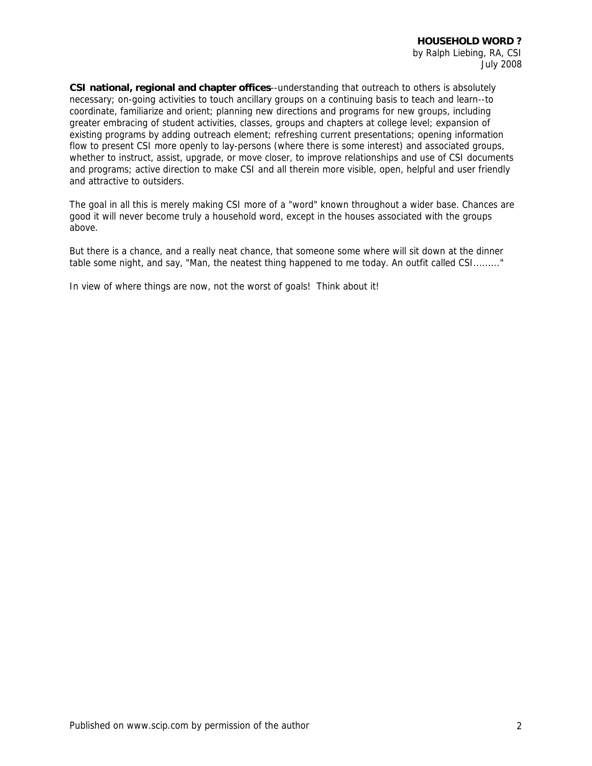**CSI national, regional and chapter offices**--understanding that outreach to others is absolutely necessary; on-going activities to touch ancillary groups on a continuing basis to teach and learn--to coordinate, familiarize and orient; planning new directions and programs for new groups, including greater embracing of student activities, classes, groups and chapters at college level; expansion of existing programs by adding outreach element; refreshing current presentations; opening information flow to present CSI more openly to lay-persons (where there is some interest) and associated groups, whether to instruct, assist, upgrade, or move closer, to improve relationships and use of CSI documents and programs; active direction to make CSI and all therein more visible, open, helpful and user friendly and attractive to outsiders.

The goal in all this is merely making CSI more of a "word" known throughout a wider base. Chances are good it will never become truly a household word, except in the houses associated with the groups above.

But there is a chance, and a really neat chance, that someone some where will sit down at the dinner table some night, and say, "Man, the neatest thing happened to me today. An outfit called CSI........."

In view of where things are now, not the worst of goals! Think about it!

Published on www.scip.com by permission of the author